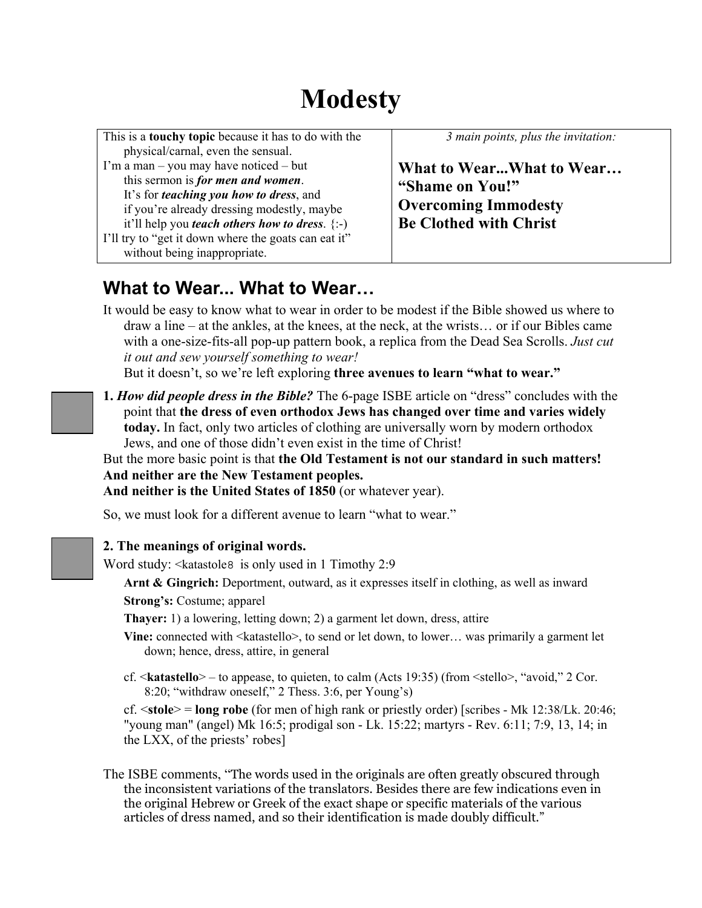# Modesty

| This is a **touchy topic** because it has to do with the physical/carnal, even the sensual.<br>I'm a man – you may have noticed – but this sermon is ***for men and women***.<br>It's for ***teaching you how to dress***, and if you're already dressing modestly, maybe it'll help you ***teach others how to dress***. {:-)<br>I'll try to "get it down where the goats can eat it" without being inappropriate. | *3 main points, plus the invitation:*<br><br>**What to Wear...What to Wear…**<br>**"Shame on You!"**<br>**Overcoming Immodesty**<br>**Be Clothed with Christ** |
|---|---|

## What to Wear... What to Wear…

It would be easy to know what to wear in order to be modest if the Bible showed us where to draw a line – at the ankles, at the knees, at the neck, at the wrists… or if our Bibles came with a one-size-fits-all pop-up pattern book, a replica from the Dead Sea Scrolls. *Just cut it out and sew yourself something to wear!*

But it doesn't, so we're left exploring **three avenues to learn "what to wear."**

**1.** ***How did people dress in the Bible?*** The 6-page ISBE article on "dress" concludes with the point that **the dress of even orthodox Jews has changed over time and varies widely today.** In fact, only two articles of clothing are universally worn by modern orthodox Jews, and one of those didn't even exist in the time of Christ!

But the more basic point is that **the Old Testament is not our standard in such matters!**
**And neither are the New Testament peoples.**
**And neither is the United States of 1850** (or whatever year).

So, we must look for a different avenue to learn "what to wear."

**2. The meanings of original words.**

Word study: <katastole8 is only used in 1 Timothy 2:9

**Arnt & Gingrich:** Deportment, outward, as it expresses itself in clothing, as well as inward

**Strong's:** Costume; apparel

**Thayer:** 1) a lowering, letting down; 2) a garment let down, dress, attire

**Vine:** connected with <katastello>, to send or let down, to lower… was primarily a garment let down; hence, dress, attire, in general

cf. <**katastello**> – to appease, to quieten, to calm (Acts 19:35) (from <stello>, "avoid," 2 Cor. 8:20; "withdraw oneself," 2 Thess. 3:6, per Young's)

cf. <**stole**> = **long robe** (for men of high rank or priestly order) [scribes - Mk 12:38/Lk. 20:46; "young man" (angel) Mk 16:5; prodigal son - Lk. 15:22; martyrs - Rev. 6:11; 7:9, 13, 14; in the LXX, of the priests' robes]

The ISBE comments, "The words used in the originals are often greatly obscured through the inconsistent variations of the translators. Besides there are few indications even in the original Hebrew or Greek of the exact shape or specific materials of the various articles of dress named, and so their identification is made doubly difficult."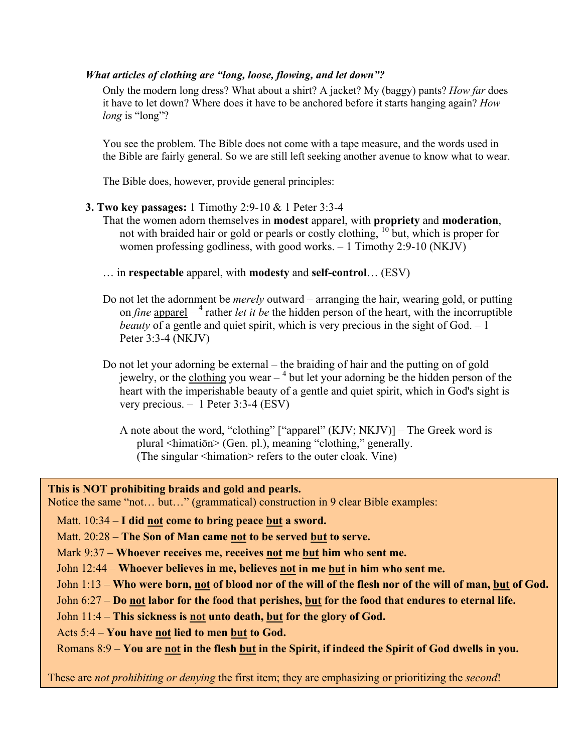***What articles of clothing are "long, loose, flowing, and let down"?***

Only the modern long dress? What about a shirt? A jacket? My (baggy) pants? *How far* does it have to let down? Where does it have to be anchored before it starts hanging again? *How long* is "long"?

You see the problem. The Bible does not come with a tape measure, and the words used in the Bible are fairly general. So we are still left seeking another avenue to know what to wear.

The Bible does, however, provide general principles:

**3. Two key passages:** 1 Timothy 2:9-10 & 1 Peter 3:3-4

That the women adorn themselves in **modest** apparel, with **propriety** and **moderation**, not with braided hair or gold or pearls or costly clothing, [10] but, which is proper for women professing godliness, with good works. – 1 Timothy 2:9-10 (NKJV)

… in **respectable** apparel, with **modesty** and **self-control**… (ESV)

Do not let the adornment be *merely* outward – arranging the hair, wearing gold, or putting on *fine* <u>apparel</u> – [4] rather *let it be* the hidden person of the heart, with the incorruptible *beauty* of a gentle and quiet spirit, which is very precious in the sight of God. – 1 Peter 3:3-4 (NKJV)

Do not let your adorning be external – the braiding of hair and the putting on of gold jewelry, or the <u>clothing</u> you wear – [4] but let your adorning be the hidden person of the heart with the imperishable beauty of a gentle and quiet spirit, which in God's sight is very precious. – 1 Peter 3:3-4 (ESV)

A note about the word, "clothing" ["apparel" (KJV; NKJV)] – The Greek word is plural <himatiōn> (Gen. pl.), meaning "clothing," generally. (The singular <himation> refers to the outer cloak. Vine)

**This is NOT prohibiting braids and gold and pearls.**
Notice the same "not… but…" (grammatical) construction in 9 clear Bible examples:

- Matt. 10:34 – **I did <u>not</u> come to bring peace <u>but</u> a sword.**
- Matt. 20:28 – **The Son of Man came <u>not</u> to be served <u>but</u> to serve.**
- Mark 9:37 – **Whoever receives me, receives <u>not</u> me <u>but</u> him who sent me.**
- John 12:44 – **Whoever believes in me, believes <u>not</u> in me <u>but</u> in him who sent me.**
- John 1:13 – **Who were born, <u>not</u> of blood nor of the will of the flesh nor of the will of man, <u>but</u> of God.**
- John 6:27 – **Do <u>not</u> labor for the food that perishes, <u>but</u> for the food that endures to eternal life.**
- John 11:4 – **This sickness is <u>not</u> unto death, <u>but</u> for the glory of God.**
- Acts 5:4 – **You have <u>not</u> lied to men <u>but</u> to God.**
- Romans 8:9 – **You are <u>not</u> in the flesh <u>but</u> in the Spirit, if indeed the Spirit of God dwells in you.**

These are *not prohibiting or denying* the first item; they are emphasizing or prioritizing the *second*!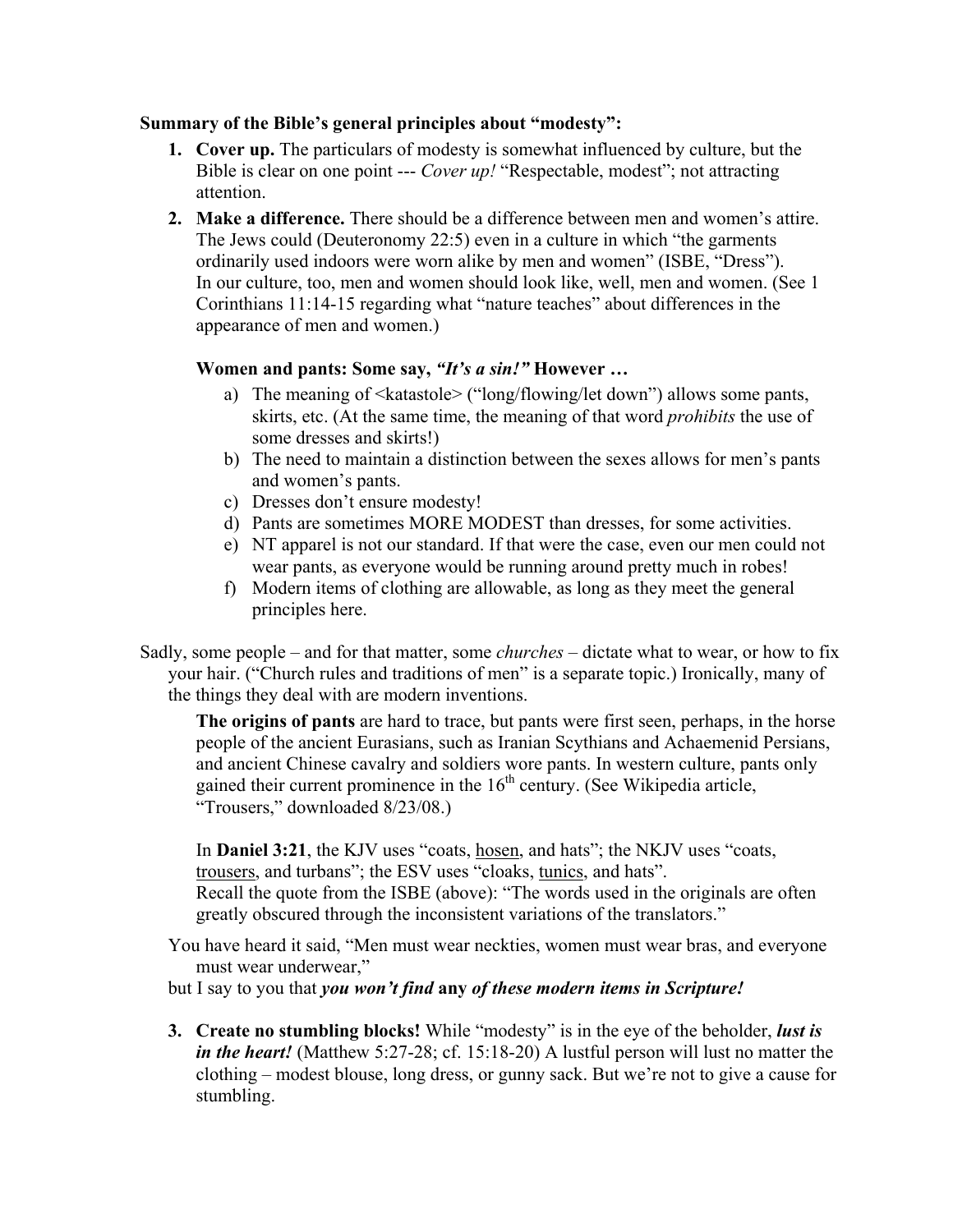**Summary of the Bible's general principles about "modesty":**

1. **Cover up.** The particulars of modesty is somewhat influenced by culture, but the Bible is clear on one point --- *Cover up!* "Respectable, modest"; not attracting attention.
2. **Make a difference.** There should be a difference between men and women's attire. The Jews could (Deuteronomy 22:5) even in a culture in which "the garments ordinarily used indoors were worn alike by men and women" (ISBE, "Dress"). In our culture, too, men and women should look like, well, men and women. (See 1 Corinthians 11:14-15 regarding what "nature teaches" about differences in the appearance of men and women.)

   **Women and pants: Some say, *"It's a sin!"* However …**

   a) The meaning of <katastole> ("long/flowing/let down") allows some pants, skirts, etc. (At the same time, the meaning of that word *prohibits* the use of some dresses and skirts!)
   b) The need to maintain a distinction between the sexes allows for men's pants and women's pants.
   c) Dresses don't ensure modesty!
   d) Pants are sometimes MORE MODEST than dresses, for some activities.
   e) NT apparel is not our standard. If that were the case, even our men could not wear pants, as everyone would be running around pretty much in robes!
   f) Modern items of clothing are allowable, as long as they meet the general principles here.

Sadly, some people – and for that matter, some *churches* – dictate what to wear, or how to fix your hair. ("Church rules and traditions of men" is a separate topic.) Ironically, many of the things they deal with are modern inventions.

> **The origins of pants** are hard to trace, but pants were first seen, perhaps, in the horse people of the ancient Eurasians, such as Iranian Scythians and Achaemenid Persians, and ancient Chinese cavalry and soldiers wore pants. In western culture, pants only gained their current prominence in the 16th century. (See Wikipedia article, "Trousers," downloaded 8/23/08.)
>
> In **Daniel 3:21**, the KJV uses "coats, <u>hosen</u>, and hats"; the NKJV uses "coats, <u>trousers</u>, and turbans"; the ESV uses "cloaks, <u>tunics</u>, and hats".
> Recall the quote from the ISBE (above): "The words used in the originals are often greatly obscured through the inconsistent variations of the translators."

You have heard it said, "Men must wear neckties, women must wear bras, and everyone must wear underwear,"

but I say to you that ***you won't find* any *of these modern items in Scripture!***

3. **Create no stumbling blocks!** While "modesty" is in the eye of the beholder, ***lust is in the heart!*** (Matthew 5:27-28; cf. 15:18-20) A lustful person will lust no matter the clothing – modest blouse, long dress, or gunny sack. But we're not to give a cause for stumbling.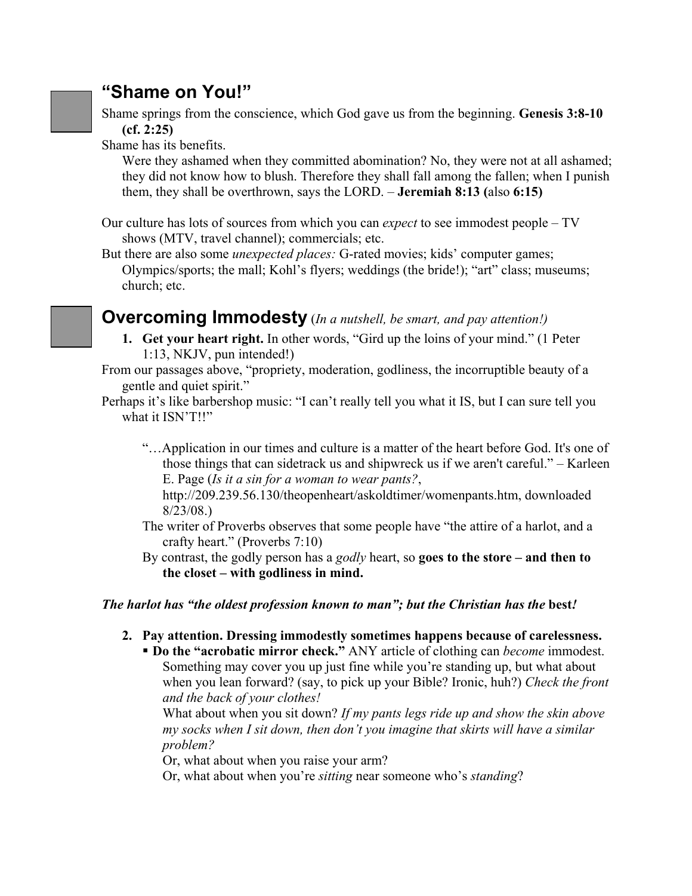## "Shame on You!"

Shame springs from the conscience, which God gave us from the beginning. **Genesis 3:8-10 (cf. 2:25)**

Shame has its benefits.

> Were they ashamed when they committed abomination? No, they were not at all ashamed; they did not know how to blush. Therefore they shall fall among the fallen; when I punish them, they shall be overthrown, says the LORD. – **Jeremiah 8:13 (**also **6:15)**

Our culture has lots of sources from which you can *expect* to see immodest people – TV shows (MTV, travel channel); commercials; etc.

But there are also some *unexpected places:* G-rated movies; kids' computer games; Olympics/sports; the mall; Kohl's flyers; weddings (the bride!); "art" class; museums; church; etc.

## Overcoming Immodesty (*In a nutshell, be smart, and pay attention!)*

1. **Get your heart right.** In other words, "Gird up the loins of your mind." (1 Peter 1:13, NKJV, pun intended!)

From our passages above, "propriety, moderation, godliness, the incorruptible beauty of a gentle and quiet spirit."

Perhaps it's like barbershop music: "I can't really tell you what it IS, but I can sure tell you what it ISN'T!!"

> "…Application in our times and culture is a matter of the heart before God. It's one of those things that can sidetrack us and shipwreck us if we aren't careful." – Karleen E. Page (*Is it a sin for a woman to wear pants?*, http://209.239.56.130/theopenheart/askoldtimer/womenpants.htm, downloaded 8/23/08.)
>
> The writer of Proverbs observes that some people have "the attire of a harlot, and a crafty heart." (Proverbs 7:10)
>
> By contrast, the godly person has a *godly* heart, so **goes to the store – and then to the closet – with godliness in mind.**

***The harlot has "the oldest profession known to man"; but the Christian has the* best*!***

2. **Pay attention. Dressing immodestly sometimes happens because of carelessness.**
   - **Do the "acrobatic mirror check."** ANY article of clothing can *become* immodest. Something may cover you up just fine while you're standing up, but what about when you lean forward? (say, to pick up your Bible? Ironic, huh?) *Check the front and the back of your clothes!*

     What about when you sit down? *If my pants legs ride up and show the skin above my socks when I sit down, then don't you imagine that skirts will have a similar problem?*

     Or, what about when you raise your arm?

     Or, what about when you're *sitting* near someone who's *standing*?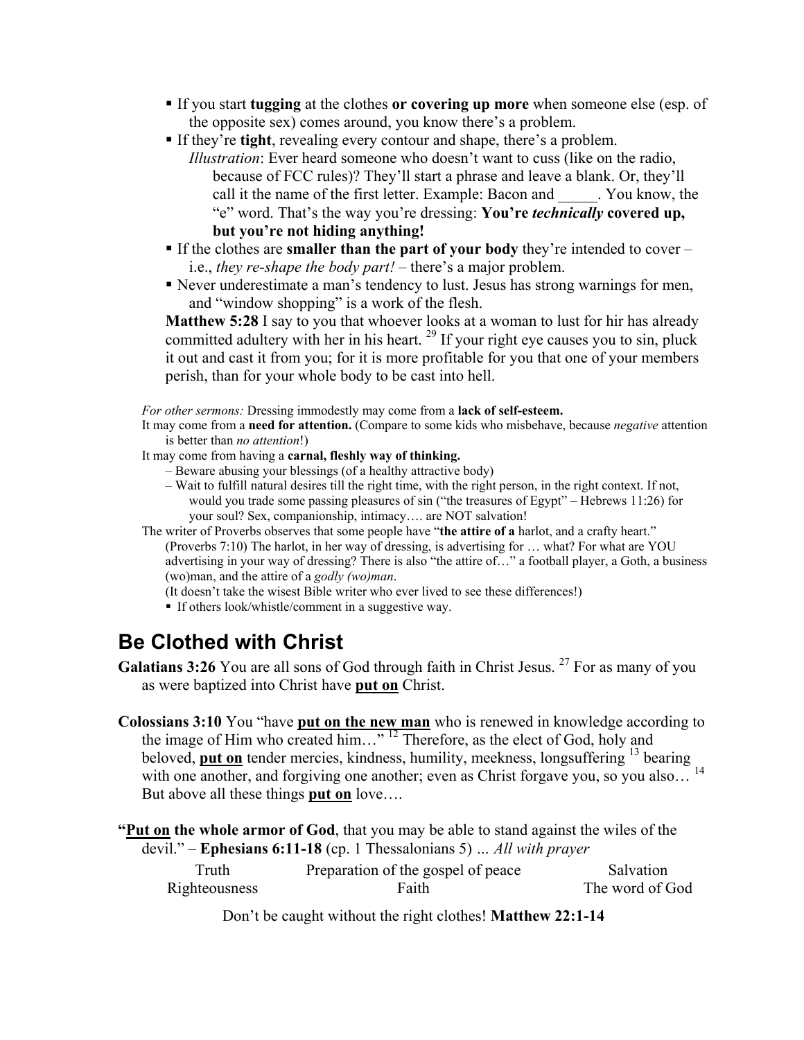- If you start **tugging** at the clothes **or covering up more** when someone else (esp. of the opposite sex) comes around, you know there's a problem.
- If they're **tight**, revealing every contour and shape, there's a problem.

  *Illustration*: Ever heard someone who doesn't want to cuss (like on the radio, because of FCC rules)? They'll start a phrase and leave a blank. Or, they'll call it the name of the first letter. Example: Bacon and _____. You know, the "e" word. That's the way you're dressing: **You're *technically* covered up, but you're not hiding anything!**
- If the clothes are **smaller than the part of your body** they're intended to cover – i.e., *they re-shape the body part!* – there's a major problem.
- Never underestimate a man's tendency to lust. Jesus has strong warnings for men, and "window shopping" is a work of the flesh.

  **Matthew 5:28** I say to you that whoever looks at a woman to lust for hir has already committed adultery with her in his heart. [29] If your right eye causes you to sin, pluck it out and cast it from you; for it is more profitable for you that one of your members perish, than for your whole body to be cast into hell.

*For other sermons:* Dressing immodestly may come from a **lack of self-esteem.**

It may come from a **need for attention.** (Compare to some kids who misbehave, because *negative* attention is better than *no attention*!)

It may come from having a **carnal, fleshly way of thinking.**

– Beware abusing your blessings (of a healthy attractive body)

– Wait to fulfill natural desires till the right time, with the right person, in the right context. If not, would you trade some passing pleasures of sin ("the treasures of Egypt" – Hebrews 11:26) for your soul? Sex, companionship, intimacy…. are NOT salvation!

The writer of Proverbs observes that some people have "**the attire of a** harlot, and a crafty heart." (Proverbs 7:10) The harlot, in her way of dressing, is advertising for … what? For what are YOU advertising in your way of dressing? There is also "the attire of…" a football player, a Goth, a business (wo)man, and the attire of a *godly (wo)man*.

(It doesn't take the wisest Bible writer who ever lived to see these differences!)

- If others look/whistle/comment in a suggestive way.

## Be Clothed with Christ

**Galatians 3:26** You are all sons of God through faith in Christ Jesus. [27] For as many of you as were baptized into Christ have **put on** Christ.

**Colossians 3:10** You "have **put on the new man** who is renewed in knowledge according to the image of Him who created him…" [12] Therefore, as the elect of God, holy and beloved, **put on** tender mercies, kindness, humility, meekness, longsuffering [13] bearing with one another, and forgiving one another; even as Christ forgave you, so you also… [14] But above all these things **put on** love….

"**Put on the whole armor of God**, that you may be able to stand against the wiles of the devil." – **Ephesians 6:11-18** (cp. 1 Thessalonians 5) … *All with prayer*

| | | |
|---|---|---|
| Truth | Preparation of the gospel of peace | Salvation |
| Righteousness | Faith | The word of God |

Don't be caught without the right clothes! **Matthew 22:1-14**